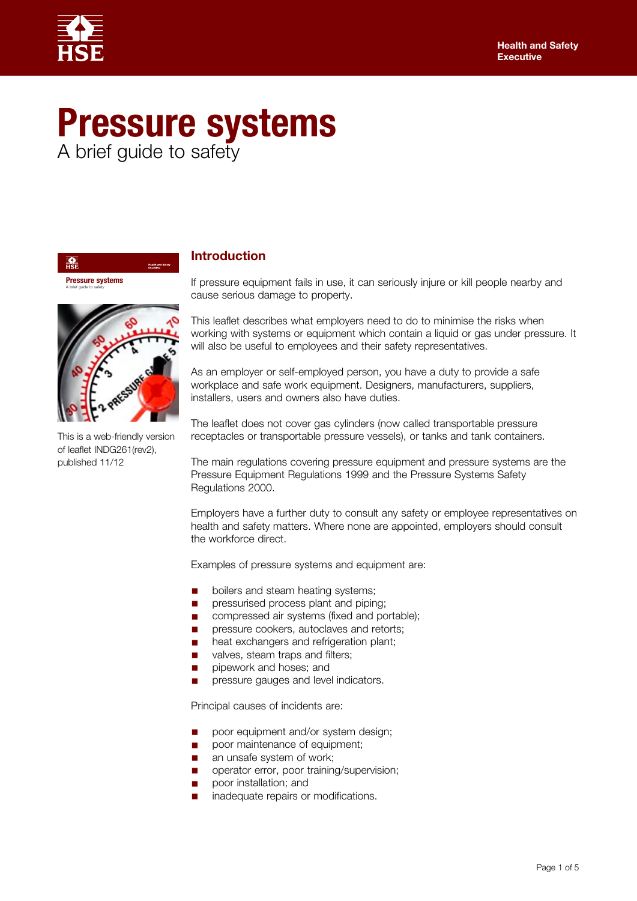# Pressure systems

A brief guide to safety

This is a web-friendly version of leaflet INDG261(rev2), published 11/12

## Introduction

If pressure equipment fails in use, it can seriously injure or kill people nearby and cause serious damage to property.

This leaflet describes what employers need to do to minimise the risks when working with systems or equipment which contain a liquid or gas under pressure. It will also be useful to employees and their safety representatives.

As an employer or self-employed person, you have a duty to provide a safe workplace and safe work equipment. Designers, manufacturers, suppliers, installers, users and owners also have duties.

The leaflet does not cover gas cylinders (now called transportable pressure receptacles or transportable pressure vessels), or tanks and tank containers.

The main regulations covering pressure equipment and pressure systems are the Pressure Equipment Regulations 1999 and the Pressure Systems Safety Regulations 2000.

Employers have a further duty to consult any safety or employee representatives on health and safety matters. Where none are appointed, employers should consult the workforce direct.

Examples of pressure systems and equipment are:

- boilers and steam heating systems;
- pressurised process plant and piping;
- compressed air systems (fixed and portable);
- pressure cookers, autoclaves and retorts;
- heat exchangers and refrigeration plant;
- valves, steam traps and filters;
- pipework and hoses; and
- pressure gauges and level indicators.

Principal causes of incidents are:

- poor equipment and/or system design;
- poor maintenance of equipment;
- an unsafe system of work;
- operator error, poor training/supervision;
- poor installation; and
- inadequate repairs or modifications.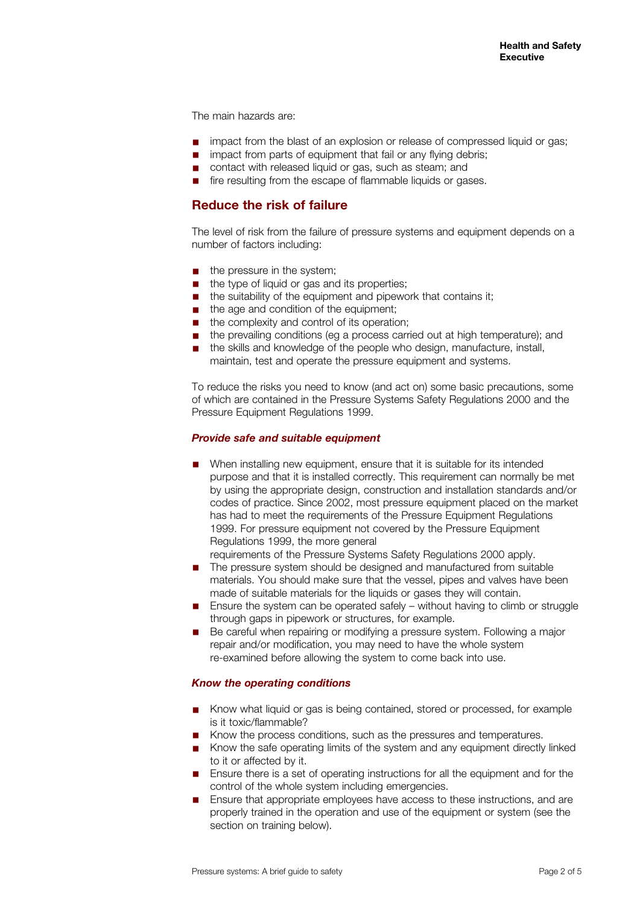The main hazards are:

- impact from the blast of an explosion or release of compressed liquid or gas;
- impact from parts of equipment that fail or any flying debris;
- contact with released liquid or gas, such as steam; and
- fire resulting from the escape of flammable liquids or gases.

## Reduce the risk of failure

The level of risk from the failure of pressure systems and equipment depends on a number of factors including:

- the pressure in the system;
- the type of liquid or gas and its properties;
- the suitability of the equipment and pipework that contains it;
- the age and condition of the equipment;
- the complexity and control of its operation;
- the prevailing conditions (eg a process carried out at high temperature); and
- the skills and knowledge of the people who design, manufacture, install, maintain, test and operate the pressure equipment and systems.

To reduce the risks you need to know (and act on) some basic precautions, some of which are contained in the Pressure Systems Safety Regulations 2000 and the Pressure Equipment Regulations 1999.

### *Provide safe and suitable equipment*

- When installing new equipment, ensure that it is suitable for its intended purpose and that it is installed correctly. This requirement can normally be met by using the appropriate design, construction and installation standards and/or codes of practice. Since 2002, most pressure equipment placed on the market has had to meet the requirements of the Pressure Equipment Regulations 1999. For pressure equipment not covered by the Pressure Equipment Regulations 1999, the more general requirements of the Pressure Systems Safety Regulations 2000 apply.
- The pressure system should be designed and manufactured from suitable materials. You should make sure that the vessel, pipes and valves have been made of suitable materials for the liquids or gases they will contain.
- Ensure the system can be operated safely – without having to climb or struggle through gaps in pipework or structures, for example.
- Be careful when repairing or modifying a pressure system. Following a major repair and/or modification, you may need to have the whole system re-examined before allowing the system to come back into use.

### *Know the operating conditions*

- Know what liquid or gas is being contained, stored or processed, for example is it toxic/flammable?
- Know the process conditions, such as the pressures and temperatures.
- Know the safe operating limits of the system and any equipment directly linked to it or affected by it.
- Ensure there is a set of operating instructions for all the equipment and for the control of the whole system including emergencies.
- Ensure that appropriate employees have access to these instructions, and are properly trained in the operation and use of the equipment or system (see the section on training below).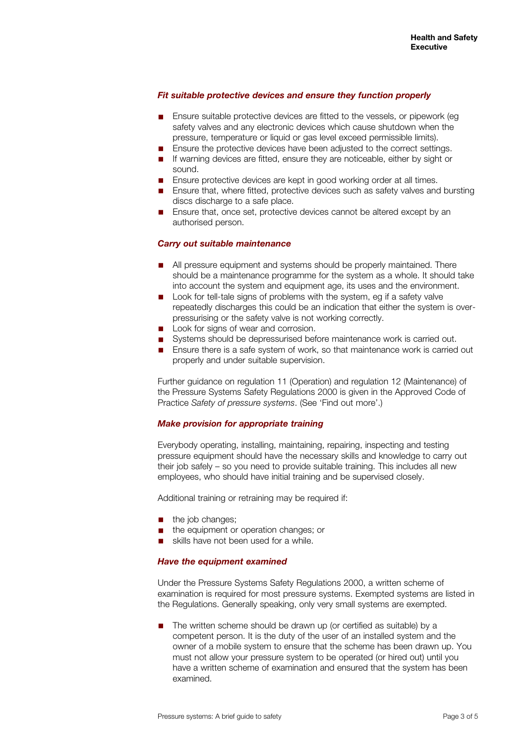### *Fit suitable protective devices and ensure they function properly*

- Ensure suitable protective devices are fitted to the vessels, or pipework (eg safety valves and any electronic devices which cause shutdown when the pressure, temperature or liquid or gas level exceed permissible limits).
- Ensure the protective devices have been adjusted to the correct settings.
- If warning devices are fitted, ensure they are noticeable, either by sight or sound.
- Ensure protective devices are kept in good working order at all times.
- Ensure that, where fitted, protective devices such as safety valves and bursting discs discharge to a safe place.
- Ensure that, once set, protective devices cannot be altered except by an authorised person.

### *Carry out suitable maintenance*

- All pressure equipment and systems should be properly maintained. There should be a maintenance programme for the system as a whole. It should take into account the system and equipment age, its uses and the environment.
- Look for tell-tale signs of problems with the system, eg if a safety valve repeatedly discharges this could be an indication that either the system is over-pressurising or the safety valve is not working correctly.
- Look for signs of wear and corrosion.
- Systems should be depressurised before maintenance work is carried out.
- Ensure there is a safe system of work, so that maintenance work is carried out properly and under suitable supervision.

Further guidance on regulation 11 (Operation) and regulation 12 (Maintenance) of the Pressure Systems Safety Regulations 2000 is given in the Approved Code of Practice *Safety of pressure systems*. (See 'Find out more'.)

### *Make provision for appropriate training*

Everybody operating, installing, maintaining, repairing, inspecting and testing pressure equipment should have the necessary skills and knowledge to carry out their job safely – so you need to provide suitable training. This includes all new employees, who should have initial training and be supervised closely.

Additional training or retraining may be required if:

- the job changes;
- the equipment or operation changes; or
- skills have not been used for a while.

### *Have the equipment examined*

Under the Pressure Systems Safety Regulations 2000, a written scheme of examination is required for most pressure systems. Exempted systems are listed in the Regulations. Generally speaking, only very small systems are exempted.

- The written scheme should be drawn up (or certified as suitable) by a competent person. It is the duty of the user of an installed system and the owner of a mobile system to ensure that the scheme has been drawn up. You must not allow your pressure system to be operated (or hired out) until you have a written scheme of examination and ensured that the system has been examined.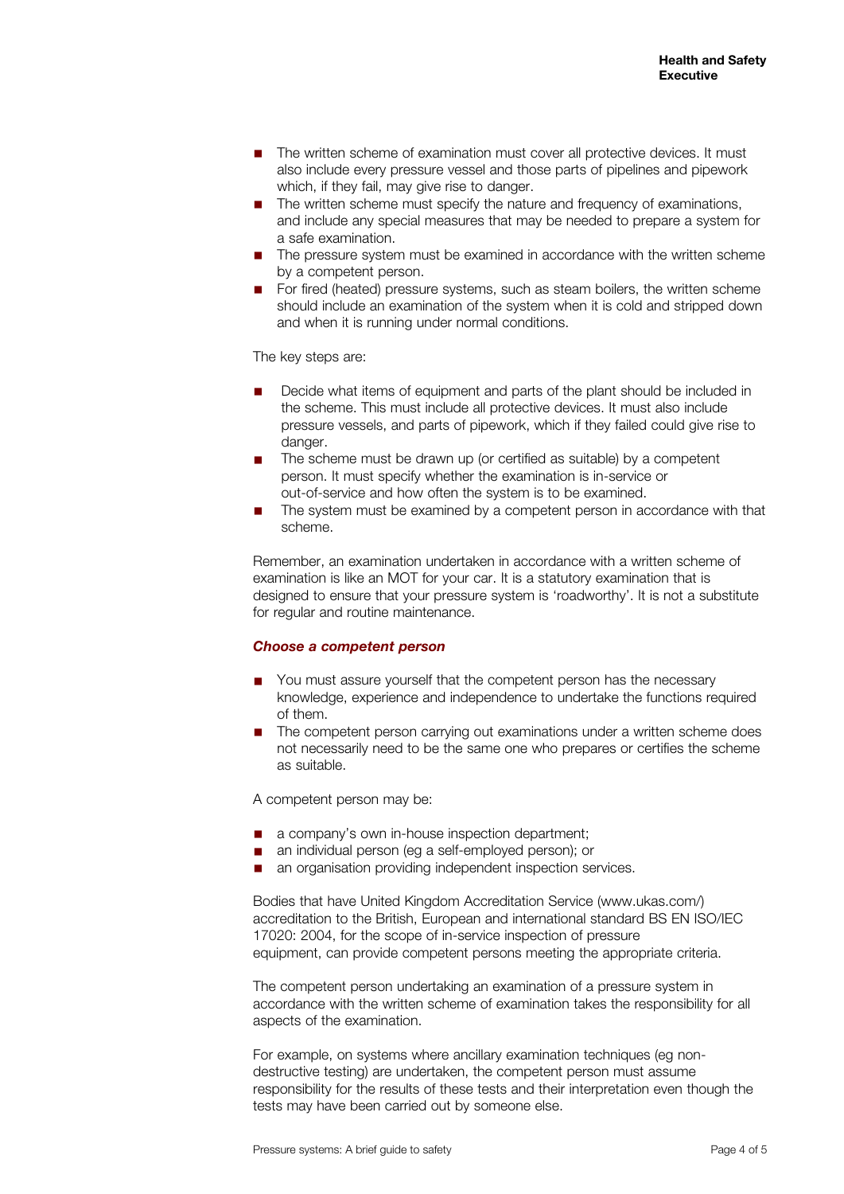- The written scheme of examination must cover all protective devices. It must also include every pressure vessel and those parts of pipelines and pipework which, if they fail, may give rise to danger.
- The written scheme must specify the nature and frequency of examinations, and include any special measures that may be needed to prepare a system for a safe examination.
- The pressure system must be examined in accordance with the written scheme by a competent person.
- For fired (heated) pressure systems, such as steam boilers, the written scheme should include an examination of the system when it is cold and stripped down and when it is running under normal conditions.

The key steps are:

- Decide what items of equipment and parts of the plant should be included in the scheme. This must include all protective devices. It must also include pressure vessels, and parts of pipework, which if they failed could give rise to danger.
- The scheme must be drawn up (or certified as suitable) by a competent person. It must specify whether the examination is in-service or out-of-service and how often the system is to be examined.
- The system must be examined by a competent person in accordance with that scheme.

Remember, an examination undertaken in accordance with a written scheme of examination is like an MOT for your car. It is a statutory examination that is designed to ensure that your pressure system is 'roadworthy'. It is not a substitute for regular and routine maintenance.

### *Choose a competent person*

- You must assure yourself that the competent person has the necessary knowledge, experience and independence to undertake the functions required of them.
- The competent person carrying out examinations under a written scheme does not necessarily need to be the same one who prepares or certifies the scheme as suitable.

A competent person may be:

- a company's own in-house inspection department;
- an individual person (eg a self-employed person); or
- an organisation providing independent inspection services.

Bodies that have United Kingdom Accreditation Service (www.ukas.com/) accreditation to the British, European and international standard BS EN ISO/IEC 17020: 2004, for the scope of in-service inspection of pressure equipment, can provide competent persons meeting the appropriate criteria.

The competent person undertaking an examination of a pressure system in accordance with the written scheme of examination takes the responsibility for all aspects of the examination.

For example, on systems where ancillary examination techniques (eg non-destructive testing) are undertaken, the competent person must assume responsibility for the results of these tests and their interpretation even though the tests may have been carried out by someone else.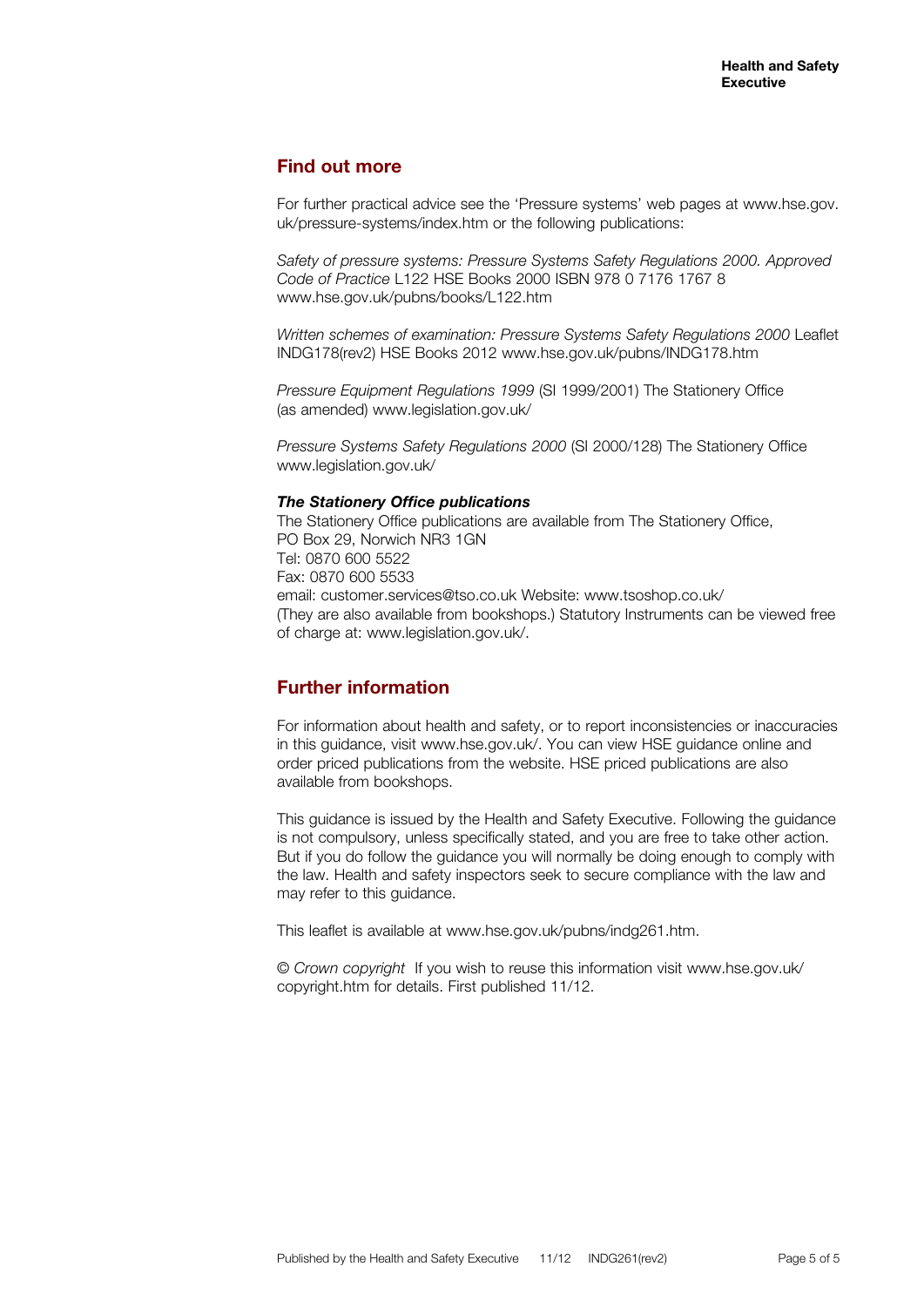## Find out more

For further practical advice see the 'Pressure systems' web pages at www.hse.gov.uk/pressure-systems/index.htm or the following publications:

*Safety of pressure systems: Pressure Systems Safety Regulations 2000. Approved Code of Practice* L122 HSE Books 2000 ISBN 978 0 7176 1767 8 www.hse.gov.uk/pubns/books/L122.htm

*Written schemes of examination: Pressure Systems Safety Regulations 2000* Leaflet INDG178(rev2) HSE Books 2012 www.hse.gov.uk/pubns/INDG178.htm

*Pressure Equipment Regulations 1999* (SI 1999/2001) The Stationery Office (as amended) www.legislation.gov.uk/

*Pressure Systems Safety Regulations 2000* (SI 2000/128) The Stationery Office www.legislation.gov.uk/

***The Stationery Office publications***
The Stationery Office publications are available from The Stationery Office, PO Box 29, Norwich NR3 1GN
Tel: 0870 600 5522
Fax: 0870 600 5533
email: customer.services@tso.co.uk Website: www.tsoshop.co.uk/
(They are also available from bookshops.) Statutory Instruments can be viewed free of charge at: www.legislation.gov.uk/.

## Further information

For information about health and safety, or to report inconsistencies or inaccuracies in this guidance, visit www.hse.gov.uk/. You can view HSE guidance online and order priced publications from the website. HSE priced publications are also available from bookshops.

This guidance is issued by the Health and Safety Executive. Following the guidance is not compulsory, unless specifically stated, and you are free to take other action. But if you do follow the guidance you will normally be doing enough to comply with the law. Health and safety inspectors seek to secure compliance with the law and may refer to this guidance.

This leaflet is available at www.hse.gov.uk/pubns/indg261.htm.

© *Crown copyright* If you wish to reuse this information visit www.hse.gov.uk/copyright.htm for details. First published 11/12.

Published by the Health and Safety Executive 11/12 INDG261(rev2)